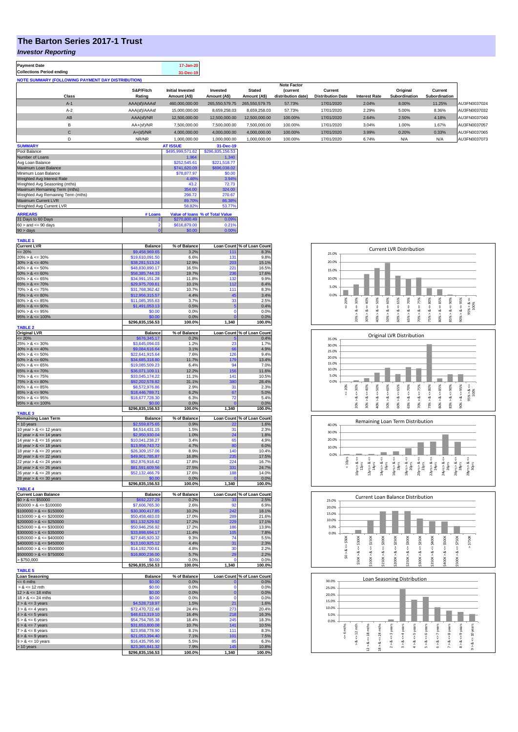# The Barton Series 2017-1 Trust

## *Investor Reporting*

| Payment Date | 17-Jan-20 |
|---|---|
| Collections Period ending | 31-Dec-19 |

**NOTE SUMMARY (FOLLOWING PAYMENT DAY DISTRIBUTION)**

| Class | S&P/Fitch Rating | Initial Invested Amount (A$) | Invested Amount (A$) | Stated Amount (A$) | Note Factor (current distribution date) | Current Distribution Date | Interest Rate | Original Subordination | Current Subordination | |
|---|---|---|---|---|---|---|---|---|---|---|
| A-1 | AAA(sf)/AAAsf | 460,000,000.00 | 265,550,579.75 | 265,550,579.75 | 57.73% | 17/01/2020 | 2.04% | 8.00% | 11.25% | AU3FN0037024 |
| A-2 | AAA(sf)/AAAsf | 15,000,000.00 | 8,659,258.03 | 8,659,258.03 | 57.73% | 17/01/2020 | 2.29% | 5.00% | 8.36% | AU3FN0037032 |
| AB | AAA(sf)/NR | 12,500,000.00 | 12,500,000.00 | 12,500,000.00 | 100.00% | 17/01/2020 | 2.64% | 2.50% | 4.18% | AU3FN0037040 |
| B | AA+(sf)/NR | 7,500,000.00 | 7,500,000.00 | 7,500,000.00 | 100.00% | 17/01/2020 | 3.04% | 1.00% | 1.67% | AU3FN0037057 |
| C | A+(sf)/NR | 4,000,000.00 | 4,000,000.00 | 4,000,000.00 | 100.00% | 17/01/2020 | 3.99% | 0.20% | 0.33% | AU3FN0037065 |
| D | NR/NR | 1,000,000.00 | 1,000,000.00 | 1,000,000.00 | 100.00% | 17/01/2020 | 6.74% | N/A | N/A | AU3FN0037073 |

| SUMMARY | AT ISSUE | 31-Dec-19 |
|---|---|---|
| Pool Balance | $495,999,571.62 | $296,835,156.53 |
| Number of Loans | 1,964 | 1,340 |
| Avg Loan Balance | $252,545.61 | $221,518.77 |
| Maximum Loan Balance | $741,620.09 | $696,038.02 |
| Minimum Loan Balance | $78,877.97 | $0.00 |
| Weighted Avg Interest Rate | 4.46% | 3.94% |
| Weighted Avg Seasoning (mths) | 43.2 | 72.73 |
| Maximum Remaining Term (mths) | 354.00 | 324.00 |
| Weighted Avg Remaining Term (mths) | 298.72 | 270.67 |
| Maximum Current LVR | 89.70% | 86.38% |
| Weighted Avg Current LVR | 58.82% | 53.77% |

| ARREARS | # Loans | Value of loans | % of Total Value |
|---|---|---|---|
| 31 Days to 60 Days | 2 | $270,800.49 | 0.09% |
| 60 > and <= 90 days | 2 | $616,879.00 | 0.21% |
| 90 > days | 0 | $0.00 | 0.00% |

**TABLE 1**

| Current LVR | Balance | % of Balance | Loan Count | % of Loan Count |
|---|---|---|---|---|
| <= 20% | $9,458,969.65 | 3.2% | 111 | 8.3% |
| 20% > & <= 30% | $19,610,091.50 | 6.6% | 131 | 9.8% |
| 30% > & <= 40% | $38,281,513.24 | 12.9% | 203 | 15.1% |
| 40% > & <= 50% | $48,830,890.17 | 16.5% | 221 | 16.5% |
| 50% > & <= 60% | $58,385,744.33 | 19.7% | 236 | 17.6% |
| 60% > & <= 65% | $34,991,151.28 | 11.8% | 132 | 9.9% |
| 65% > & <= 70% | $29,975,709.61 | 10.1% | 112 | 8.4% |
| 70% > & <= 75% | $31,768,362.42 | 10.7% | 111 | 8.3% |
| 75% > & <= 80% | $12,956,315.57 | 4.4% | 45 | 3.4% |
| 80% > & <= 85% | $11,085,355.63 | 3.7% | 33 | 2.5% |
| 85% > & <= 90% | $1,491,053.13 | 0.5% | 5 | 0.4% |
| 90% > & <= 95% | $0.00 | 0.0% | 0 | 0.0% |
| 95% > & <= 100% | $0.00 | 0.0% | 0 | 0.0% |
| | $296,835,156.53 | 100.0% | 1,340 | 100.0% |

**TABLE 2**

| Original LVR | Balance | % of Balance | Loan Count | % of Loan Count |
|---|---|---|---|---|
| <= 20% | $676,345.17 | 0.2% | 5 | 0.4% |
| 25% > & <= 30% | $3,645,094.03 | 1.2% | 23 | 1.7% |
| 30% > & <= 40% | $9,084,616.64 | 3.1% | 66 | 4.9% |
| 40% > & <= 50% | $22,641,915.64 | 7.6% | 126 | 9.4% |
| 50% > & <= 60% | $34,685,318.80 | 11.7% | 179 | 13.4% |
| 60% > & <= 65% | $19,085,509.23 | 6.4% | 94 | 7.0% |
| 65% > & <= 70% | $36,071,109.11 | 12.2% | 156 | 11.6% |
| 70% > & <= 75% | $33,045,174.22 | 11.1% | 141 | 10.5% |
| 75% > & <= 80% | $92,202,578.82 | 31.1% | 380 | 28.4% |
| 80% > & <= 85% | $8,572,976.86 | 2.9% | 31 | 2.3% |
| 85% > & <= 90% | $18,446,789.71 | 6.2% | 67 | 5.0% |
| 90% > & <= 95% | $18,677,728.30 | 6.3% | 72 | 5.4% |
| 95% > & <= 100% | $0.00 | 0.0% | 0 | 0.0% |
| | $296,835,156.53 | 100.0% | 1,340 | 100.0% |

**TABLE 3**

| Remaining Loan Term | Balance | % of Balance | Loan Count | % of Loan Count |
|---|---|---|---|---|
| < 10 years | $2,559,875.65 | 0.9% | 22 | 1.6% |
| 10 year > & <= 12 years | $4,514,431.15 | 1.5% | 31 | 2.3% |
| 12 year > & <= 14 years | $2,950,930.04 | 1.0% | 24 | 1.8% |
| 14 year > & <= 16 years | $10,041,238.27 | 3.4% | 65 | 4.9% |
| 16 year > & <= 18 years | $13,956,743.72 | 4.7% | 80 | 6.0% |
| 18 year > & <= 20 years | $26,309,157.06 | 8.9% | 140 | 10.4% |
| 20 year > & <= 22 years | $49,901,785.87 | 16.8% | 235 | 17.5% |
| 22 year > & <= 24 years | $52,876,918.42 | 17.8% | 224 | 16.7% |
| 24 year > & <= 26 years | $81,591,609.56 | 27.5% | 331 | 24.7% |
| 26 year > & <= 28 years | $52,132,466.79 | 17.6% | 188 | 14.0% |
| 28 year > & <= 30 years | $0.00 | 0.0% | 0 | 0.0% |
| | $296,835,156.53 | 100.0% | 1,340 | 100.0% |

**TABLE 4**

| Current Loan Balance | Balance | % of Balance | Loan Count | % of Loan Count |
|---|---|---|---|---|
| $0 > & <= $50000 | $692,227.29 | 0.2% | 33 | 2.5% |
| $50000 > & <= $100000 | $7,606,765.30 | 2.6% | 92 | 6.9% |
| $100000 > & <= $150000 | $30,300,417.85 | 10.2% | 242 | 18.1% |
| $150000 > & <= $200000 | $50,458,483.03 | 17.0% | 289 | 21.6% |
| $200000 > & <= $250000 | $51,132,529.92 | 17.2% | 229 | 17.1% |
| $250000 > & <= $300000 | $50,946,256.92 | 17.2% | 186 | 13.9% |
| $300000 > & <= $350000 | $33,898,694.17 | 11.4% | 105 | 7.8% |
| $350000 > & <= $400000 | $27,645,920.32 | 9.3% | 74 | 5.5% |
| $400000 > & <= $450000 | $13,160,925.12 | 4.4% | 31 | 2.3% |
| $450000 > & <= $500000 | $14,192,700.61 | 4.8% | 30 | 2.2% |
| $500000 > & <= $750000 | $16,800,236.00 | 5.7% | 29 | 2.2% |
| > $750,000 | $0.00 | 0.0% | 0 | 0.0% |
| | $296,835,156.53 | 100.0% | 1,340 | 100.0% |

**TABLE 5**

| Loan Seasoning | Balance | % of Balance | Loan Count | % of Loan Count |
|---|---|---|---|---|
| <= 6 mths | $0.00 | 0.0% | 0 | 0.0% |
| > & <= 12 mth | $0.00 | 0.0% | 0 | 0.0% |
| 12 > & <= 18 mths | $0.00 | 0.0% | 0 | 0.0% |
| 18 > & <= 24 mths | $0.00 | 0.0% | 0 | 0.0% |
| 2 > & <= 3 years | $4,528,718.97 | 1.5% | 21 | 1.6% |
| 3 > & <= 4 years | $72,470,722.48 | 24.4% | 273 | 20.4% |
| 4 > & <= 5 years | $48,613,319.10 | 16.4% | 218 | 16.3% |
| 5 > & <= 6 years | $54,754,785.38 | 18.4% | 245 | 18.3% |
| 6 > & <= 7 years | $31,653,800.08 | 10.7% | 141 | 10.5% |
| 7 > & <= 8 years | $23,958,778.90 | 8.1% | 111 | 8.3% |
| 8 > & <= 9 years | $21,053,394.40 | 7.1% | 101 | 7.5% |
| 9 > & <= 10 years | $16,435,795.90 | 5.5% | 85 | 6.3% |
| > 10 years | $23,365,841.32 | 7.9% | 145 | 10.8% |
| | $296,835,156.53 | 100.0% | 1,340 | 100.0% |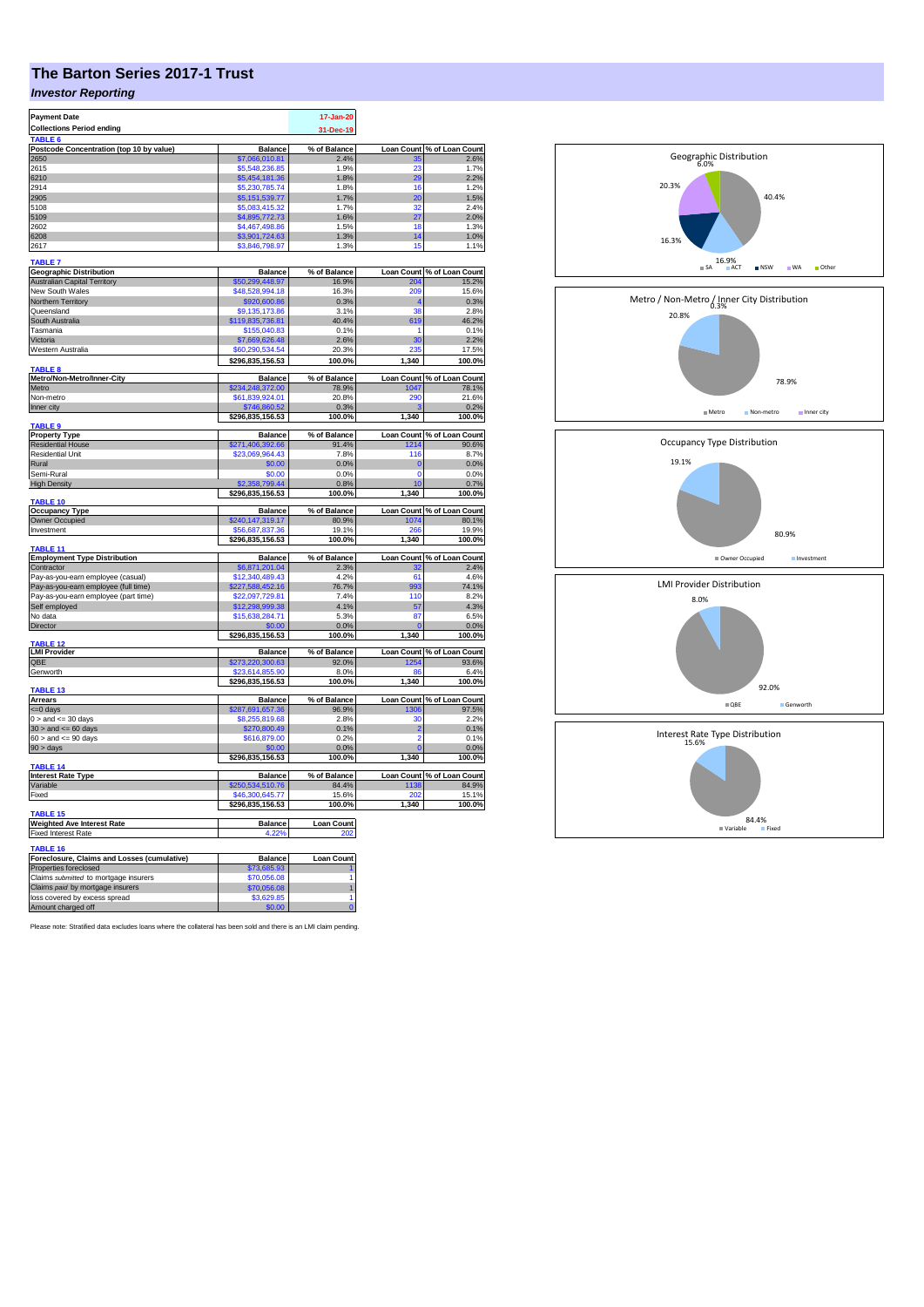# The Barton Series 2017-1 Trust

## *Investor Reporting*

| | |
|---|---|
| **Payment Date** | 17-Jan-20 |
| **Collections Period ending** | 31-Dec-19 |

**TABLE 6**

| Postcode Concentration (top 10 by value) | Balance | % of Balance | Loan Count | % of Loan Count |
|---|---|---|---|---|
| 2650 | $7,066,010.81 | 2.4% | 35 | 2.6% |
| 2615 | $5,548,236.85 | 1.9% | 23 | 1.7% |
| 6210 | $5,454,181.36 | 1.8% | 29 | 2.2% |
| 2914 | $5,230,785.74 | 1.8% | 16 | 1.2% |
| 2905 | $5,151,539.77 | 1.7% | 20 | 1.5% |
| 5108 | $5,083,415.32 | 1.7% | 32 | 2.4% |
| 5109 | $4,895,772.73 | 1.6% | 27 | 2.0% |
| 2602 | $4,467,498.86 | 1.5% | 18 | 1.3% |
| 6208 | $3,901,724.63 | 1.3% | 14 | 1.0% |
| 2617 | $3,846,798.97 | 1.3% | 15 | 1.1% |

**TABLE 7**

| Geographic Distribution | Balance | % of Balance | Loan Count | % of Loan Count |
|---|---|---|---|---|
| Australian Capital Territory | $50,299,448.97 | 16.9% | 204 | 15.2% |
| New South Wales | $48,528,994.18 | 16.3% | 209 | 15.6% |
| Northern Territory | $920,600.86 | 0.3% | 4 | 0.3% |
| Queensland | $9,135,173.86 | 3.1% | 38 | 2.8% |
| South Australia | $119,835,736.81 | 40.4% | 619 | 46.2% |
| Tasmania | $155,040.83 | 0.1% | 1 | 0.1% |
| Victoria | $7,669,626.48 | 2.6% | 30 | 2.2% |
| Western Australia | $60,290,534.54 | 20.3% | 235 | 17.5% |
| | $296,835,156.53 | 100.0% | 1,340 | 100.0% |

**TABLE 8**

| Metro/Non-Metro/Inner-City | Balance | % of Balance | Loan Count | % of Loan Count |
|---|---|---|---|---|
| Metro | $234,248,372.00 | 78.9% | 1047 | 78.1% |
| Non-metro | $61,839,924.01 | 20.8% | 290 | 21.6% |
| Inner city | $746,860.52 | 0.3% | 3 | 0.2% |
| | $296,835,156.53 | 100.0% | 1,340 | 100.0% |

**TABLE 9**

| Property Type | Balance | % of Balance | Loan Count | % of Loan Count |
|---|---|---|---|---|
| Residential House | $271,406,392.66 | 91.4% | 1214 | 90.6% |
| Residential Unit | $23,069,964.43 | 7.8% | 116 | 8.7% |
| Rural | $0.00 | 0.0% | 0 | 0.0% |
| Semi-Rural | $0.00 | 0.0% | 0 | 0.0% |
| High Density | $2,358,799.44 | 0.8% | 10 | 0.7% |
| | $296,835,156.53 | 100.0% | 1,340 | 100.0% |

**TABLE 10**

| Occupancy Type | Balance | % of Balance | Loan Count | % of Loan Count |
|---|---|---|---|---|
| Owner Occupied | $240,147,319.17 | 80.9% | 1074 | 80.1% |
| Investment | $56,687,837.36 | 19.1% | 266 | 19.9% |
| | $296,835,156.53 | 100.0% | 1,340 | 100.0% |

**TABLE 11**

| Employment Type Distribution | Balance | % of Balance | Loan Count | % of Loan Count |
|---|---|---|---|---|
| Contractor | $6,871,201.04 | 2.3% | 32 | 2.4% |
| Pay-as-you-earn employee (casual) | $12,340,489.43 | 4.2% | 61 | 4.6% |
| Pay-as-you-earn employee (full time) | $227,588,452.16 | 76.7% | 993 | 74.1% |
| Pay-as-you-earn employee (part time) | $22,097,729.81 | 7.4% | 110 | 8.2% |
| Self employed | $12,298,999.38 | 4.1% | 57 | 4.3% |
| No data | $15,638,284.71 | 5.3% | 87 | 6.5% |
| Director | $0.00 | 0.0% | 0 | 0.0% |
| | $296,835,156.53 | 100.0% | 1,340 | 100.0% |

**TABLE 12**

| LMI Provider | Balance | % of Balance | Loan Count | % of Loan Count |
|---|---|---|---|---|
| QBE | $273,220,300.63 | 92.0% | 1254 | 93.6% |
| Genworth | $23,614,855.90 | 8.0% | 86 | 6.4% |
| | $296,835,156.53 | 100.0% | 1,340 | 100.0% |

**TABLE 13**

| Arrears | Balance | % of Balance | Loan Count | % of Loan Count |
|---|---|---|---|---|
| <=0 days | $287,691,657.36 | 96.9% | 1306 | 97.5% |
| 0 > and <= 30 days | $8,255,819.68 | 2.8% | 30 | 2.2% |
| 30 > and <= 60 days | $270,800.49 | 0.1% | 2 | 0.1% |
| 60 > and <= 90 days | $616,879.00 | 0.2% | 2 | 0.1% |
| 90 > days | $0.00 | 0.0% | 0 | 0.0% |
| | $296,835,156.53 | 100.0% | 1,340 | 100.0% |

**TABLE 14**

| Interest Rate Type | Balance | % of Balance | Loan Count | % of Loan Count |
|---|---|---|---|---|
| Variable | $250,534,510.76 | 84.4% | 1138 | 84.9% |
| Fixed | $46,300,645.77 | 15.6% | 202 | 15.1% |
| | $296,835,156.53 | 100.0% | 1,340 | 100.0% |

**TABLE 15**

| Weighted Ave Interest Rate | Balance | Loan Count |
|---|---|---|
| Fixed Interest Rate | 4.22% | 202 |

**TABLE 16**

| Foreclosure, Claims and Losses (cumulative) | Balance | Loan Count |
|---|---|---|
| Properties foreclosed | $73,685.93 | 1 |
| Claims *submitted* to mortgage insurers | $70,056.08 | 1 |
| Claims *paid* by mortgage insurers | $70,056.08 | 1 |
| loss covered by excess spread | $3,629.85 | 1 |
| Amount charged off | $0.00 | 0 |

Please note: Stratified data excludes loans where the collateral has been sold and there is an LMI claim pending.

Geographic Distribution: SA 40.4%, WA 20.3%, ACT 16.9%, NSW 16.3%, Other 6.0%

Metro / Non-Metro / Inner City Distribution: Metro 78.9%, Non-metro 20.8%, Inner city 0.3%

Occupancy Type Distribution: Owner Occupied 80.9%, Investment 19.1%

LMI Provider Distribution: QBE 92.0%, Genworth 8.0%

Interest Rate Type Distribution: Variable 84.4%, Fixed 15.6%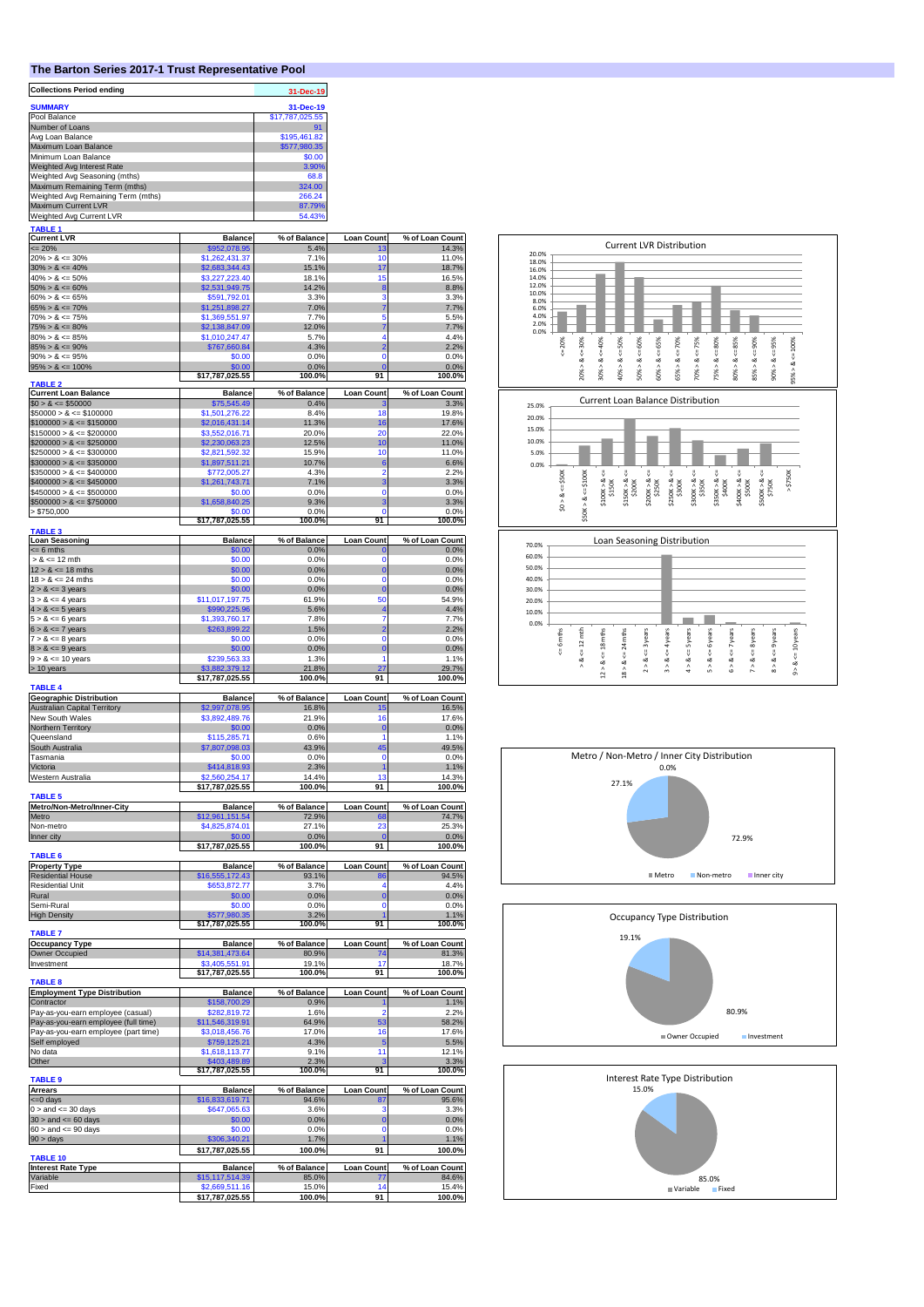# The Barton Series 2017-1 Trust Representative Pool

| Collections Period ending | 31-Dec-19 |
|---|---|

| SUMMARY | 31-Dec-19 |
|---|---|
| Pool Balance | $17,787,025.55 |
| Number of Loans | 91 |
| Avg Loan Balance | $195,461.82 |
| Maximum Loan Balance | $577,980.35 |
| Minimum Loan Balance | $0.00 |
| Weighted Avg Interest Rate | 3.90% |
| Weighted Avg Seasoning (mths) | 68.8 |
| Maximum Remaining Term (mths) | 324.00 |
| Weighted Avg Remaining Term (mths) | 266.24 |
| Maximum Current LVR | 87.79% |
| Weighted Avg Current LVR | 54.43% |

TABLE 1

| Current LVR | Balance | % of Balance | Loan Count | % of Loan Count |
|---|---|---|---|---|
| <= 20% | $952,078.95 | 5.4% | 13 | 14.3% |
| 20% > & <= 30% | $1,262,431.37 | 7.1% | 10 | 11.0% |
| 30% > & <= 40% | $2,683,344.43 | 15.1% | 17 | 18.7% |
| 40% > & <= 50% | $3,227,223.40 | 18.1% | 15 | 16.5% |
| 50% > & <= 60% | $2,531,949.75 | 14.2% | 8 | 8.8% |
| 60% > & <= 65% | $591,792.01 | 3.3% | 3 | 3.3% |
| 65% > & <= 70% | $1,251,898.27 | 7.0% | 7 | 7.7% |
| 70% > & <= 75% | $1,369,551.97 | 7.7% | 5 | 5.5% |
| 75% > & <= 80% | $2,138,847.09 | 12.0% | 7 | 7.7% |
| 80% > & <= 85% | $1,010,247.47 | 5.7% | 4 | 4.4% |
| 85% > & <= 90% | $767,660.84 | 4.3% | 2 | 2.2% |
| 90% > & <= 95% | $0.00 | 0.0% | 0 | 0.0% |
| 95% > & <= 100% | $0.00 | 0.0% | 0 | 0.0% |
| | $17,787,025.55 | 100.0% | 91 | 100.0% |

TABLE 2

| Current Loan Balance | Balance | % of Balance | Loan Count | % of Loan Count |
|---|---|---|---|---|
| $0 > & <= $50000 | $75,545.49 | 0.4% | 3 | 3.3% |
| $50000 > & <= $100000 | $1,501,276.22 | 8.4% | 18 | 19.8% |
| $100000 > & <= $150000 | $2,016,431.14 | 11.3% | 16 | 17.6% |
| $150000 > & <= $200000 | $3,552,016.71 | 20.0% | 20 | 22.0% |
| $200000 > & <= $250000 | $2,230,063.23 | 12.5% | 10 | 11.0% |
| $250000 > & <= $300000 | $2,821,592.32 | 15.9% | 10 | 11.0% |
| $300000 > & <= $350000 | $1,897,511.21 | 10.7% | 6 | 6.6% |
| $350000 > & <= $400000 | $772,005.27 | 4.3% | 2 | 2.2% |
| $400000 > & <= $450000 | $1,261,743.71 | 7.1% | 3 | 3.3% |
| $450000 > & <= $500000 | $0.00 | 0.0% | 0 | 0.0% |
| $500000 > & <= $750000 | $1,658,840.25 | 9.3% | 3 | 3.3% |
| > $750,000 | $0.00 | 0.0% | 0 | 0.0% |
| | $17,787,025.55 | 100.0% | 91 | 100.0% |

TABLE 3

| Loan Seasoning | Balance | % of Balance | Loan Count | % of Loan Count |
|---|---|---|---|---|
| <= 6 mths | $0.00 | 0.0% | 0 | 0.0% |
| > & <= 12 mth | $0.00 | 0.0% | 0 | 0.0% |
| 12 > & <= 18 mths | $0.00 | 0.0% | 0 | 0.0% |
| 18 > & <= 24 mths | $0.00 | 0.0% | 0 | 0.0% |
| 2 > & <= 3 years | $0.00 | 0.0% | 0 | 0.0% |
| 3 > & <= 4 years | $11,017,197.75 | 61.9% | 50 | 54.9% |
| 4 > & <= 5 years | $990,225.96 | 5.6% | 4 | 4.4% |
| 5 > & <= 6 years | $1,393,760.17 | 7.8% | 7 | 7.7% |
| 6 > & <= 7 years | $263,899.22 | 1.5% | 2 | 2.2% |
| 7 > & <= 8 years | $0.00 | 0.0% | 0 | 0.0% |
| 8 > & <= 9 years | $0.00 | 0.0% | 0 | 0.0% |
| 9 > & <= 10 years | $239,563.33 | 1.3% | 1 | 1.1% |
| > 10 years | $3,882,379.12 | 21.8% | 27 | 29.7% |
| | $17,787,025.55 | 100.0% | 91 | 100.0% |

TABLE 4

| Geographic Distribution | Balance | % of Balance | Loan Count | % of Loan Count |
|---|---|---|---|---|
| Australian Capital Territory | $2,997,078.95 | 16.8% | 15 | 16.5% |
| New South Wales | $3,892,489.76 | 21.9% | 16 | 17.6% |
| Northern Territory | $0.00 | 0.0% | 0 | 0.0% |
| Queensland | $115,285.71 | 0.6% | 1 | 1.1% |
| South Australia | $7,807,098.03 | 43.9% | 45 | 49.5% |
| Tasmania | $0.00 | 0.0% | 0 | 0.0% |
| Victoria | $414,818.93 | 2.3% | 1 | 1.1% |
| Western Australia | $2,560,254.17 | 14.4% | 13 | 14.3% |
| | $17,787,025.55 | 100.0% | 91 | 100.0% |

TABLE 5

| Metro/Non-Metro/Inner-City | Balance | % of Balance | Loan Count | % of Loan Count |
|---|---|---|---|---|
| Metro | $12,961,151.54 | 72.9% | 68 | 74.7% |
| Non-metro | $4,825,874.01 | 27.1% | 23 | 25.3% |
| Inner city | $0.00 | 0.0% | 0 | 0.0% |
| | $17,787,025.55 | 100.0% | 91 | 100.0% |

TABLE 6

| Property Type | Balance | % of Balance | Loan Count | % of Loan Count |
|---|---|---|---|---|
| Residential House | $16,555,172.43 | 93.1% | 86 | 94.5% |
| Residential Unit | $653,872.77 | 3.7% | 4 | 4.4% |
| Rural | $0.00 | 0.0% | 0 | 0.0% |
| Semi-Rural | $0.00 | 0.0% | 0 | 0.0% |
| High Density | $577,980.35 | 3.2% | 1 | 1.1% |
| | $17,787,025.55 | 100.0% | 91 | 100.0% |

TABLE 7

| Occupancy Type | Balance | % of Balance | Loan Count | % of Loan Count |
|---|---|---|---|---|
| Owner Occupied | $14,381,473.64 | 80.9% | 74 | 81.3% |
| Investment | $3,405,551.91 | 19.1% | 17 | 18.7% |
| | $17,787,025.55 | 100.0% | 91 | 100.0% |

TABLE 8

| Employment Type Distribution | Balance | % of Balance | Loan Count | % of Loan Count |
|---|---|---|---|---|
| Contractor | $158,700.29 | 0.9% | 1 | 1.1% |
| Pay-as-you-earn employee (casual) | $282,819.72 | 1.6% | 2 | 2.2% |
| Pay-as-you-earn employee (full time) | $11,546,319.91 | 64.9% | 53 | 58.2% |
| Pay-as-you-earn employee (part time) | $3,018,456.76 | 17.0% | 16 | 17.6% |
| Self employed | $759,125.21 | 4.3% | 5 | 5.5% |
| No data | $1,618,113.77 | 9.1% | 11 | 12.1% |
| Other | $403,489.89 | 2.3% | 3 | 3.3% |
| | $17,787,025.55 | 100.0% | 91 | 100.0% |

TABLE 9

| Arrears | Balance | % of Balance | Loan Count | % of Loan Count |
|---|---|---|---|---|
| <=0 days | $16,833,619.71 | 94.6% | 87 | 95.6% |
| 0 > and <= 30 days | $647,065.63 | 3.6% | 3 | 3.3% |
| 30 > and <= 60 days | $0.00 | 0.0% | 0 | 0.0% |
| 60 > and <= 90 days | $0.00 | 0.0% | 0 | 0.0% |
| 90 > days | $306,340.21 | 1.7% | 1 | 1.1% |
| | $17,787,025.55 | 100.0% | 91 | 100.0% |

TABLE 10

| Interest Rate Type | Balance | % of Balance | Loan Count | % of Loan Count |
|---|---|---|---|---|
| Variable | $15,117,514.39 | 85.0% | 77 | 84.6% |
| Fixed | $2,669,511.16 | 15.0% | 14 | 15.4% |
| | $17,787,025.55 | 100.0% | 91 | 100.0% |

Current LVR Distribution

20.0% 18.0% 16.0% 14.0% 12.0% 10.0% 8.0% 6.0% 4.0% 2.0% 0.0%

<= 20%, 20% > & <= 30%, 30% > & <= 40%, 40% > & <= 50%, 50% > & <= 60%, 60% > & <= 65%, 65% > & <= 70%, 70% > & <= 75%, 75% > & <= 80%, 80% > & <= 85%, 85% > & <= 90%, 90% > & <= 95%, 95% > & <= 100%

Current Loan Balance Distribution

25.0% 20.0% 15.0% 10.0% 5.0% 0.0%

$0 > & <= $50K, $50K > & <= $100K, $100K > & <= $150K, $150K > & <= $200K, $200K > & <= $250K, $250K > & <= $300K, $300K > & <= $350K, $350K > & <= $400K, $400K > & <= $500K, $500K > & <= $750K, > $750K

Loan Seasoning Distribution

70.0% 60.0% 50.0% 40.0% 30.0% 20.0% 10.0% 0.0%

<= 6 mths, > & <= 12 mth, 12 > & <= 18 mths, 18 > & <= 24 mths, 2 > & <= 3 years, 3 > & <= 4 years, 4 > & <= 5 years, 5 > & <= 6 years, 6 > & <= 7 years, 7 > & <= 8 years, 8 > & <= 9 years, 9 > & <= 10 years

Metro / Non-Metro / Inner City Distribution

0.0%

27.1%

72.9%

Metro, Non-metro, Inner city

Occupancy Type Distribution

19.1%

80.9%

Owner Occupied, Investment

Interest Rate Type Distribution

15.0%

85.0%

Variable, Fixed